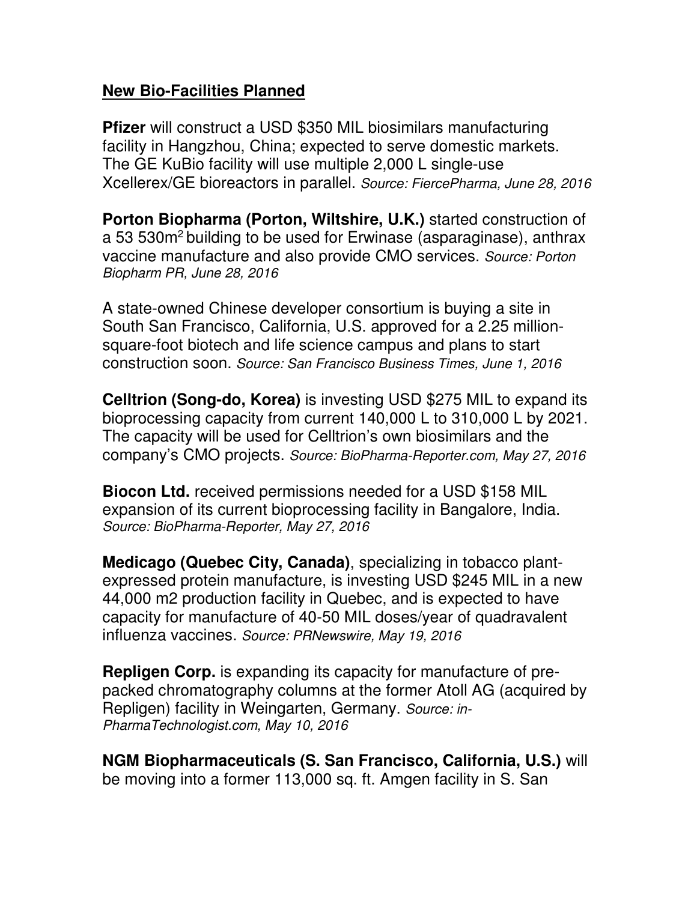## **New Bio-Facilities Planned**

**Pfizer** will construct a USD $350 MIL biosimilars manufacturing facility in Hangzhou, China; expected to serve domestic markets. The GE KuBio facility will use multiple 2,000 L single-use Xcellerex/GE bioreactors in parallel. *Source: FiercePharma, June 28, 2016*

**Porton Biopharma (Porton, Wiltshire, U.K.)** started construction of a 53 530$m^2$ building to be used for Erwinase (asparaginase), anthrax vaccine manufacture and also provide CMO services. *Source: Porton Biopharm PR, June 28, 2016*

A state-owned Chinese developer consortium is buying a site in South San Francisco, California, U.S. approved for a 2.25 million-square-foot biotech and life science campus and plans to start construction soon. *Source: San Francisco Business Times, June 1, 2016*

**Celltrion (Song-do, Korea)** is investing USD $275 MIL to expand its bioprocessing capacity from current 140,000 L to 310,000 L by 2021. The capacity will be used for Celltrion's own biosimilars and the company's CMO projects. *Source: BioPharma-Reporter.com, May 27, 2016*

**Biocon Ltd.** received permissions needed for a USD $158 MIL expansion of its current bioprocessing facility in Bangalore, India. *Source: BioPharma-Reporter, May 27, 2016*

**Medicago (Quebec City, Canada)**, specializing in tobacco plant-expressed protein manufacture, is investing USD $245 MIL in a new 44,000 m2 production facility in Quebec, and is expected to have capacity for manufacture of 40-50 MIL doses/year of quadravalent influenza vaccines. *Source: PRNewswire, May 19, 2016*

**Repligen Corp.** is expanding its capacity for manufacture of pre-packed chromatography columns at the former Atoll AG (acquired by Repligen) facility in Weingarten, Germany. *Source: in-PharmaTechnologist.com, May 10, 2016*

**NGM Biopharmaceuticals (S. San Francisco, California, U.S.)** will be moving into a former 113,000 sq. ft. Amgen facility in S. San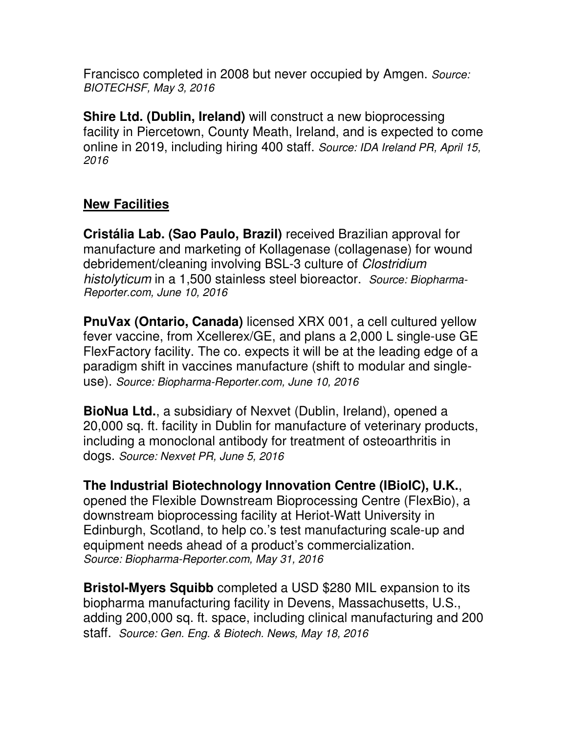Francisco completed in 2008 but never occupied by Amgen. *Source: BIOTECHSF, May 3, 2016*

**Shire Ltd. (Dublin, Ireland)** will construct a new bioprocessing facility in Piercetown, County Meath, Ireland, and is expected to come online in 2019, including hiring 400 staff. *Source: IDA Ireland PR, April 15, 2016*

## New Facilities

**Cristália Lab. (Sao Paulo, Brazil)** received Brazilian approval for manufacture and marketing of Kollagenase (collagenase) for wound debridement/cleaning involving BSL-3 culture of *Clostridium histolyticum* in a 1,500 stainless steel bioreactor. *Source: Biopharma-Reporter.com, June 10, 2016*

**PnuVax (Ontario, Canada)** licensed XRX 001, a cell cultured yellow fever vaccine, from Xcellerex/GE, and plans a 2,000 L single-use GE FlexFactory facility. The co. expects it will be at the leading edge of a paradigm shift in vaccines manufacture (shift to modular and single-use). *Source: Biopharma-Reporter.com, June 10, 2016*

**BioNua Ltd.**, a subsidiary of Nexvet (Dublin, Ireland), opened a 20,000 sq. ft. facility in Dublin for manufacture of veterinary products, including a monoclonal antibody for treatment of osteoarthritis in dogs. *Source: Nexvet PR, June 5, 2016*

**The Industrial Biotechnology Innovation Centre (IBioIC), U.K.**, opened the Flexible Downstream Bioprocessing Centre (FlexBio), a downstream bioprocessing facility at Heriot-Watt University in Edinburgh, Scotland, to help co.'s test manufacturing scale-up and equipment needs ahead of a product's commercialization. *Source: Biopharma-Reporter.com, May 31, 2016*

**Bristol-Myers Squibb** completed a USD $280 MIL expansion to its biopharma manufacturing facility in Devens, Massachusetts, U.S., adding 200,000 sq. ft. space, including clinical manufacturing and 200 staff. *Source: Gen. Eng. & Biotech. News, May 18, 2016*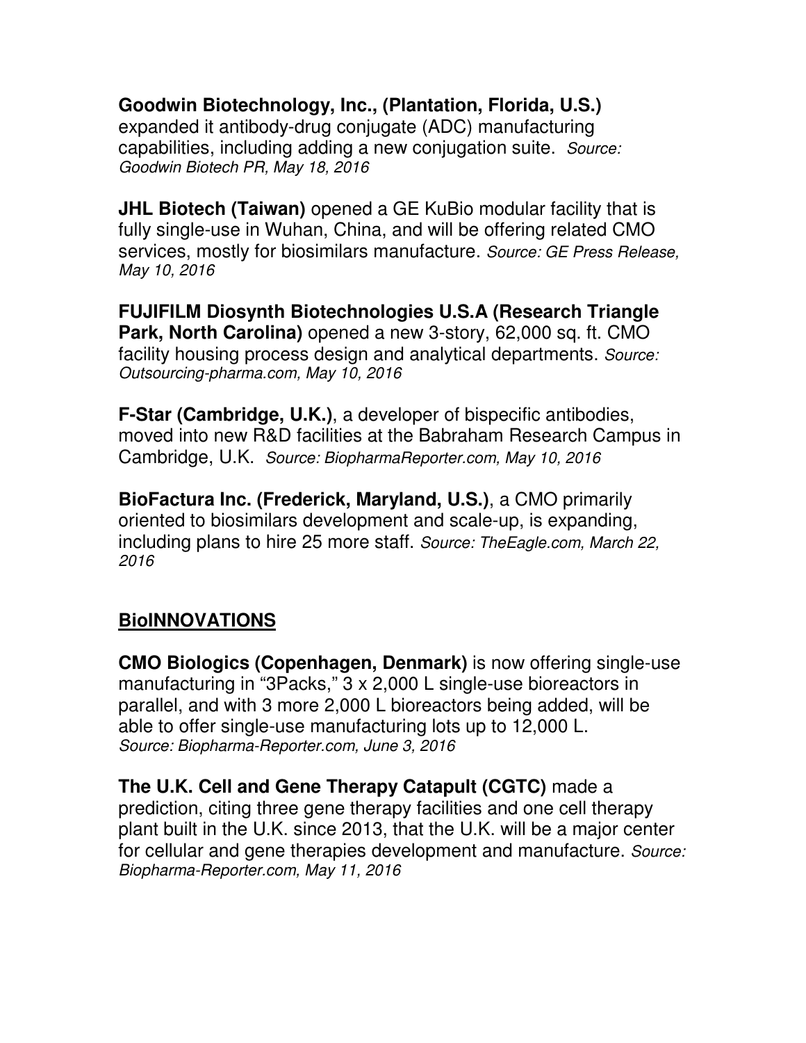**Goodwin Biotechnology, Inc., (Plantation, Florida, U.S.)** expanded it antibody-drug conjugate (ADC) manufacturing capabilities, including adding a new conjugation suite. *Source: Goodwin Biotech PR, May 18, 2016*

**JHL Biotech (Taiwan)** opened a GE KuBio modular facility that is fully single-use in Wuhan, China, and will be offering related CMO services, mostly for biosimilars manufacture. *Source: GE Press Release, May 10, 2016*

**FUJIFILM Diosynth Biotechnologies U.S.A (Research Triangle Park, North Carolina)** opened a new 3-story, 62,000 sq. ft. CMO facility housing process design and analytical departments. *Source: Outsourcing-pharma.com, May 10, 2016*

**F-Star (Cambridge, U.K.)**, a developer of bispecific antibodies, moved into new R&D facilities at the Babraham Research Campus in Cambridge, U.K. *Source: BiopharmaReporter.com, May 10, 2016*

**BioFactura Inc. (Frederick, Maryland, U.S.)**, a CMO primarily oriented to biosimilars development and scale-up, is expanding, including plans to hire 25 more staff. *Source: TheEagle.com, March 22, 2016*

## BioINNOVATIONS

**CMO Biologics (Copenhagen, Denmark)** is now offering single-use manufacturing in "3Packs," 3 x 2,000 L single-use bioreactors in parallel, and with 3 more 2,000 L bioreactors being added, will be able to offer single-use manufacturing lots up to 12,000 L. *Source: Biopharma-Reporter.com, June 3, 2016*

**The U.K. Cell and Gene Therapy Catapult (CGTC)** made a prediction, citing three gene therapy facilities and one cell therapy plant built in the U.K. since 2013, that the U.K. will be a major center for cellular and gene therapies development and manufacture. *Source: Biopharma-Reporter.com, May 11, 2016*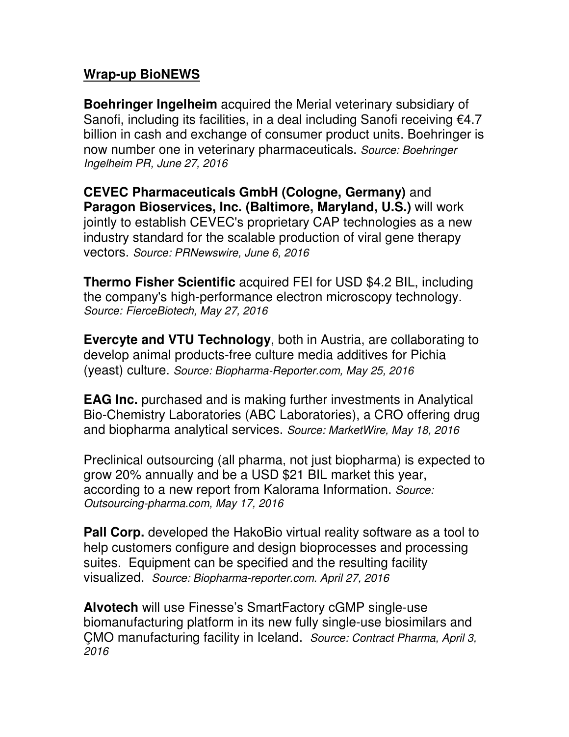## Wrap-up BioNEWS

**Boehringer Ingelheim** acquired the Merial veterinary subsidiary of Sanofi, including its facilities, in a deal including Sanofi receiving €4.7 billion in cash and exchange of consumer product units. Boehringer is now number one in veterinary pharmaceuticals. *Source: Boehringer Ingelheim PR, June 27, 2016*

**CEVEC Pharmaceuticals GmbH (Cologne, Germany)** and **Paragon Bioservices, Inc. (Baltimore, Maryland, U.S.)** will work jointly to establish CEVEC's proprietary CAP technologies as a new industry standard for the scalable production of viral gene therapy vectors. *Source: PRNewswire, June 6, 2016*

**Thermo Fisher Scientific** acquired FEI for USD $4.2 BIL, including the company's high-performance electron microscopy technology. *Source: FierceBiotech, May 27, 2016*

**Evercyte and VTU Technology**, both in Austria, are collaborating to develop animal products-free culture media additives for Pichia (yeast) culture. *Source: Biopharma-Reporter.com, May 25, 2016*

**EAG Inc.** purchased and is making further investments in Analytical Bio-Chemistry Laboratories (ABC Laboratories), a CRO offering drug and biopharma analytical services. *Source: MarketWire, May 18, 2016*

Preclinical outsourcing (all pharma, not just biopharma) is expected to grow 20% annually and be a USD $21 BIL market this year, according to a new report from Kalorama Information. *Source: Outsourcing-pharma.com, May 17, 2016*

**Pall Corp.** developed the HakoBio virtual reality software as a tool to help customers configure and design bioprocesses and processing suites. Equipment can be specified and the resulting facility visualized. *Source: Biopharma-reporter.com. April 27, 2016*

**Alvotech** will use Finesse's SmartFactory cGMP single-use biomanufacturing platform in its new fully single-use biosimilars and ÇMO manufacturing facility in Iceland. *Source: Contract Pharma, April 3, 2016*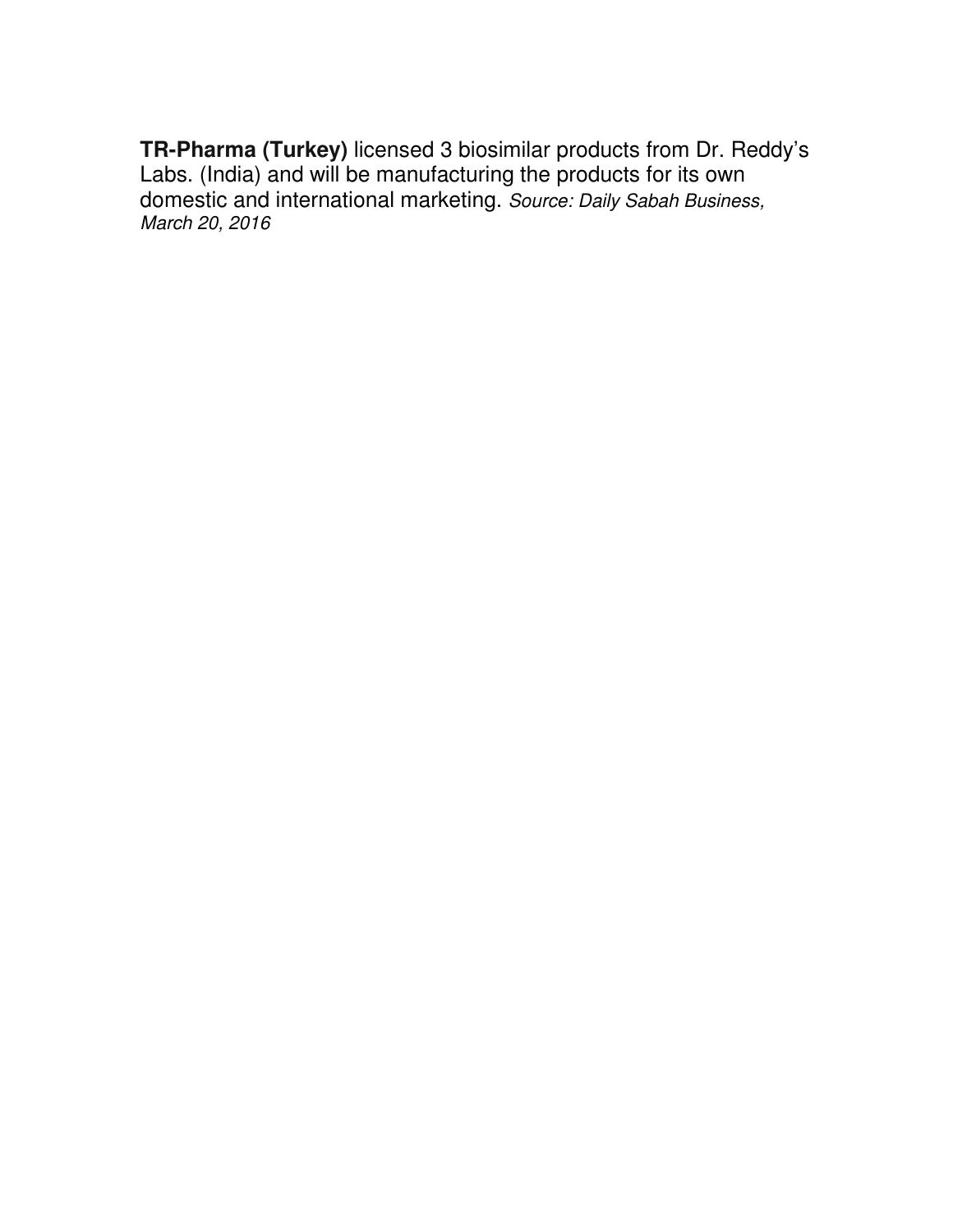**TR-Pharma (Turkey)** licensed 3 biosimilar products from Dr. Reddy's Labs. (India) and will be manufacturing the products for its own domestic and international marketing. *Source: Daily Sabah Business, March 20, 2016*